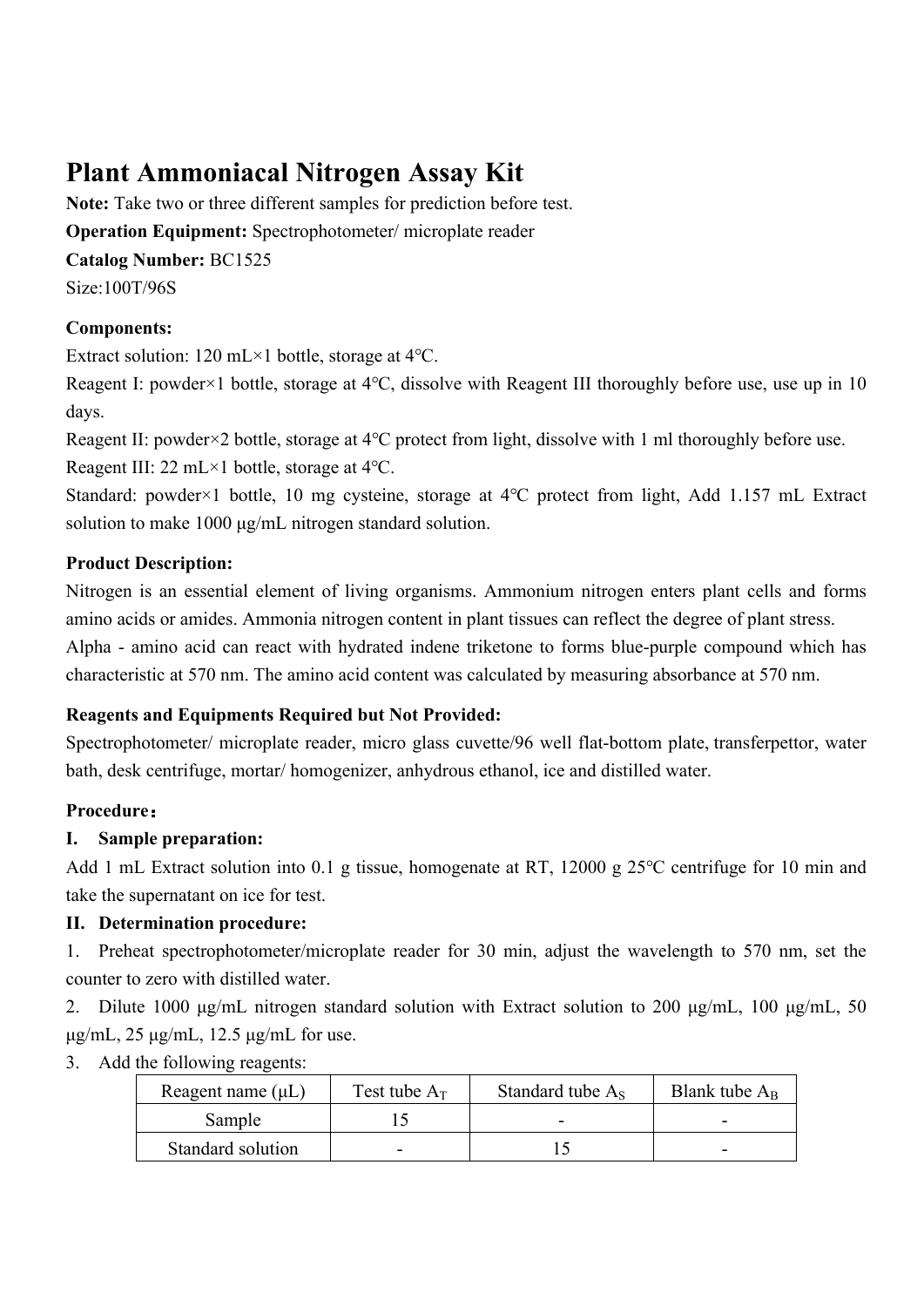# Plant Ammoniacal Nitrogen Assay Kit

**Note:** Take two or three different samples for prediction before test.

**Operation Equipment:** Spectrophotometer/ microplate reader

**Catalog Number:** BC1525

Size:100T/96S

**Components:**

Extract solution: 120 mL×1 bottle, storage at 4°C.

Reagent I: powder×1 bottle, storage at 4°C, dissolve with Reagent III thoroughly before use, use up in 10 days.

Reagent II: powder×2 bottle, storage at 4°C protect from light, dissolve with 1 ml thoroughly before use.

Reagent III: 22 mL×1 bottle, storage at 4°C.

Standard: powder×1 bottle, 10 mg cysteine, storage at 4°C protect from light, Add 1.157 mL Extract solution to make 1000 μg/mL nitrogen standard solution.

**Product Description:**

Nitrogen is an essential element of living organisms. Ammonium nitrogen enters plant cells and forms amino acids or amides. Ammonia nitrogen content in plant tissues can reflect the degree of plant stress.

Alpha - amino acid can react with hydrated indene triketone to forms blue-purple compound which has characteristic at 570 nm. The amino acid content was calculated by measuring absorbance at 570 nm.

**Reagents and Equipments Required but Not Provided:**

Spectrophotometer/ microplate reader, micro glass cuvette/96 well flat-bottom plate, transferpettor, water bath, desk centrifuge, mortar/ homogenizer, anhydrous ethanol, ice and distilled water.

**Procedure：**

**I. Sample preparation:**

Add 1 mL Extract solution into 0.1 g tissue, homogenate at RT, 12000 g 25°C centrifuge for 10 min and take the supernatant on ice for test.

**II. Determination procedure:**

1. Preheat spectrophotometer/microplate reader for 30 min, adjust the wavelength to 570 nm, set the counter to zero with distilled water.
2. Dilute 1000 μg/mL nitrogen standard solution with Extract solution to 200 μg/mL, 100 μg/mL, 50 μg/mL, 25 μg/mL, 12.5 μg/mL for use.
3. Add the following reagents:

| Reagent name (μL) | Test tube $A_T$ | Standard tube $A_S$ | Blank tube $A_B$ |
|---|---|---|---|
| Sample | 15 | - | - |
| Standard solution | - | 15 | - |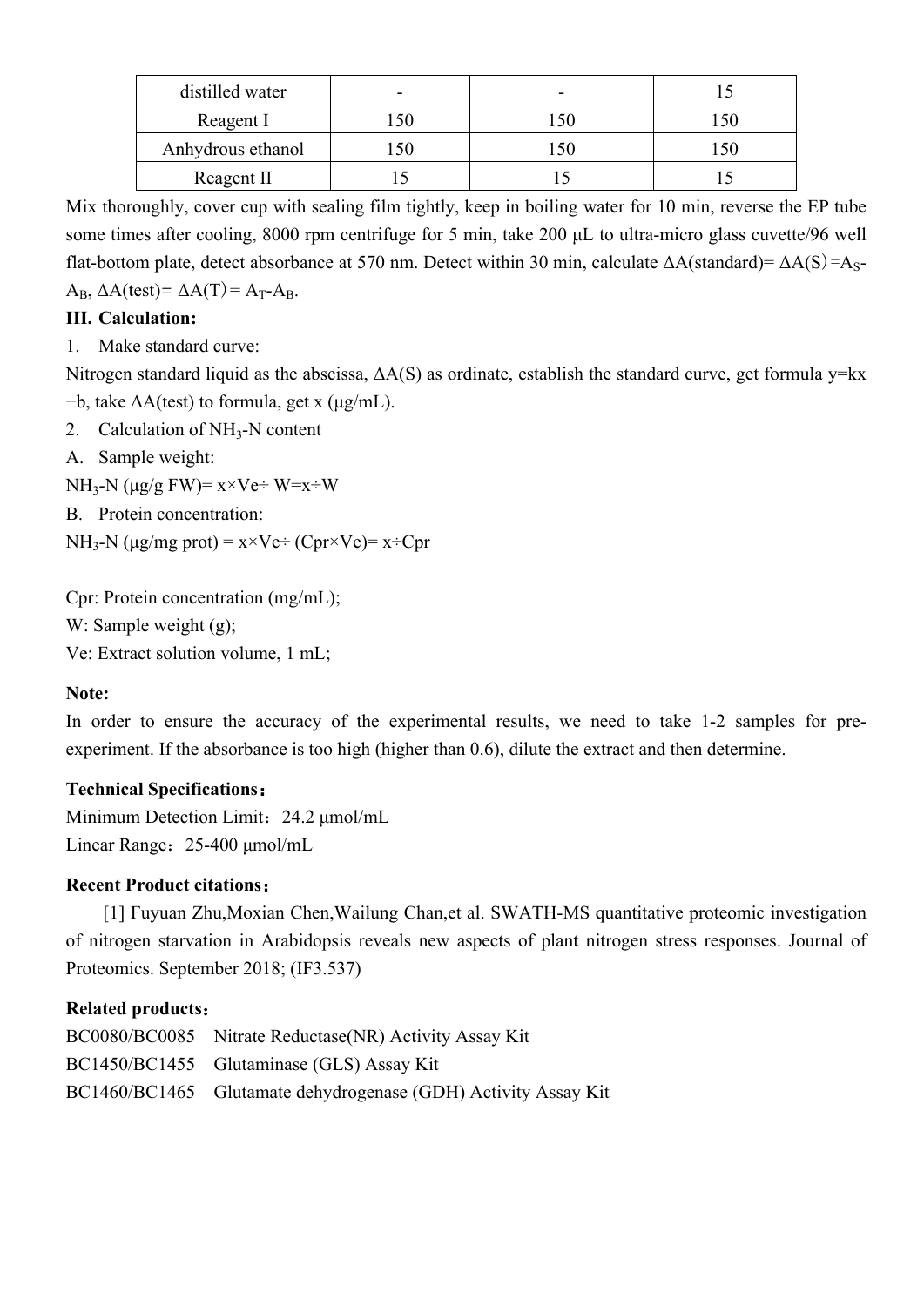| | | | |
|---|---|---|---|
| distilled water | - | - | 15 |
| Reagent I | 150 | 150 | 150 |
| Anhydrous ethanol | 150 | 150 | 150 |
| Reagent II | 15 | 15 | 15 |

Mix thoroughly, cover cup with sealing film tightly, keep in boiling water for 10 min, reverse the EP tube some times after cooling, 8000 rpm centrifuge for 5 min, take 200 μL to ultra-micro glass cuvette/96 well flat-bottom plate, detect absorbance at 570 nm. Detect within 30 min, calculate ΔA(standard)= ΔA(S) $=A_S-A_B$, ΔA(test)= ΔA(T) $= A_T-A_B$.

**III. Calculation:**

1. Make standard curve:

Nitrogen standard liquid as the abscissa, ΔA(S) as ordinate, establish the standard curve, get formula y=kx +b, take ΔA(test) to formula, get x (μg/mL).

2. Calculation of $NH_3$-N content

A. Sample weight:

$NH_3$-N (μg/g FW)= x×Ve÷ W=x÷W

B. Protein concentration:

$NH_3$-N (μg/mg prot) = x×Ve÷ (Cpr×Ve)= x÷Cpr

Cpr: Protein concentration (mg/mL);

W: Sample weight (g);

Ve: Extract solution volume, 1 mL;

**Note:**

In order to ensure the accuracy of the experimental results, we need to take 1-2 samples for pre-experiment. If the absorbance is too high (higher than 0.6), dilute the extract and then determine.

**Technical Specifications：**

Minimum Detection Limit：24.2 μmol/mL

Linear Range：25-400 μmol/mL

**Recent Product citations：**

[1] Fuyuan Zhu,Moxian Chen,Wailung Chan,et al. SWATH-MS quantitative proteomic investigation of nitrogen starvation in Arabidopsis reveals new aspects of plant nitrogen stress responses. Journal of Proteomics. September 2018; (IF3.537)

**Related products：**

BC0080/BC0085 Nitrate Reductase(NR) Activity Assay Kit

BC1450/BC1455 Glutaminase (GLS) Assay Kit

BC1460/BC1465 Glutamate dehydrogenase (GDH) Activity Assay Kit